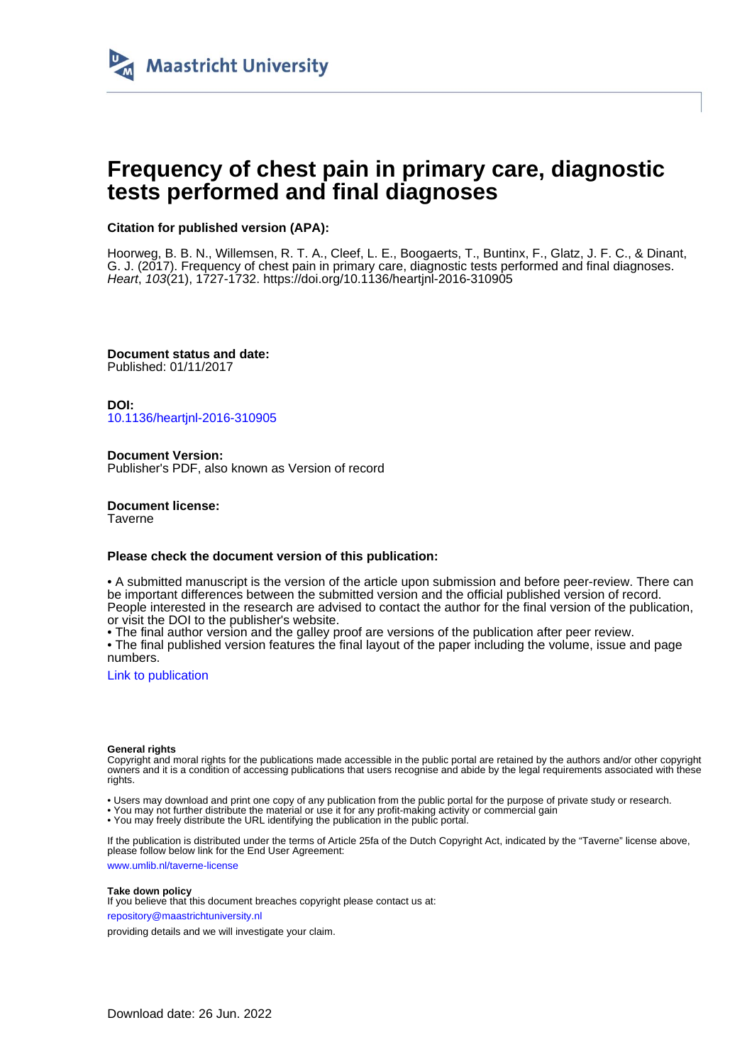Maastricht University

# Frequency of chest pain in primary care, diagnostic tests performed and final diagnoses

**Citation for published version (APA):**

Hoorweg, B. B. N., Willemsen, R. T. A., Cleef, L. E., Boogaerts, T., Buntinx, F., Glatz, J. F. C., & Dinant, G. J. (2017). Frequency of chest pain in primary care, diagnostic tests performed and final diagnoses. *Heart*, *103*(21), 1727-1732. https://doi.org/10.1136/heartjnl-2016-310905

**Document status and date:**
Published: 01/11/2017

**DOI:**
10.1136/heartjnl-2016-310905

**Document Version:**
Publisher's PDF, also known as Version of record

**Document license:**
Taverne

**Please check the document version of this publication:**

• A submitted manuscript is the version of the article upon submission and before peer-review. There can be important differences between the submitted version and the official published version of record. People interested in the research are advised to contact the author for the final version of the publication, or visit the DOI to the publisher's website.
• The final author version and the galley proof are versions of the publication after peer review.
• The final published version features the final layout of the paper including the volume, issue and page numbers.

Link to publication

**General rights**
Copyright and moral rights for the publications made accessible in the public portal are retained by the authors and/or other copyright owners and it is a condition of accessing publications that users recognise and abide by the legal requirements associated with these rights.

• Users may download and print one copy of any publication from the public portal for the purpose of private study or research.
• You may not further distribute the material or use it for any profit-making activity or commercial gain
• You may freely distribute the URL identifying the publication in the public portal.

If the publication is distributed under the terms of Article 25fa of the Dutch Copyright Act, indicated by the "Taverne" license above, please follow below link for the End User Agreement:
www.umlib.nl/taverne-license

**Take down policy**
If you believe that this document breaches copyright please contact us at:
repository@maastrichtuniversity.nl
providing details and we will investigate your claim.

Download date: 26 Jun. 2022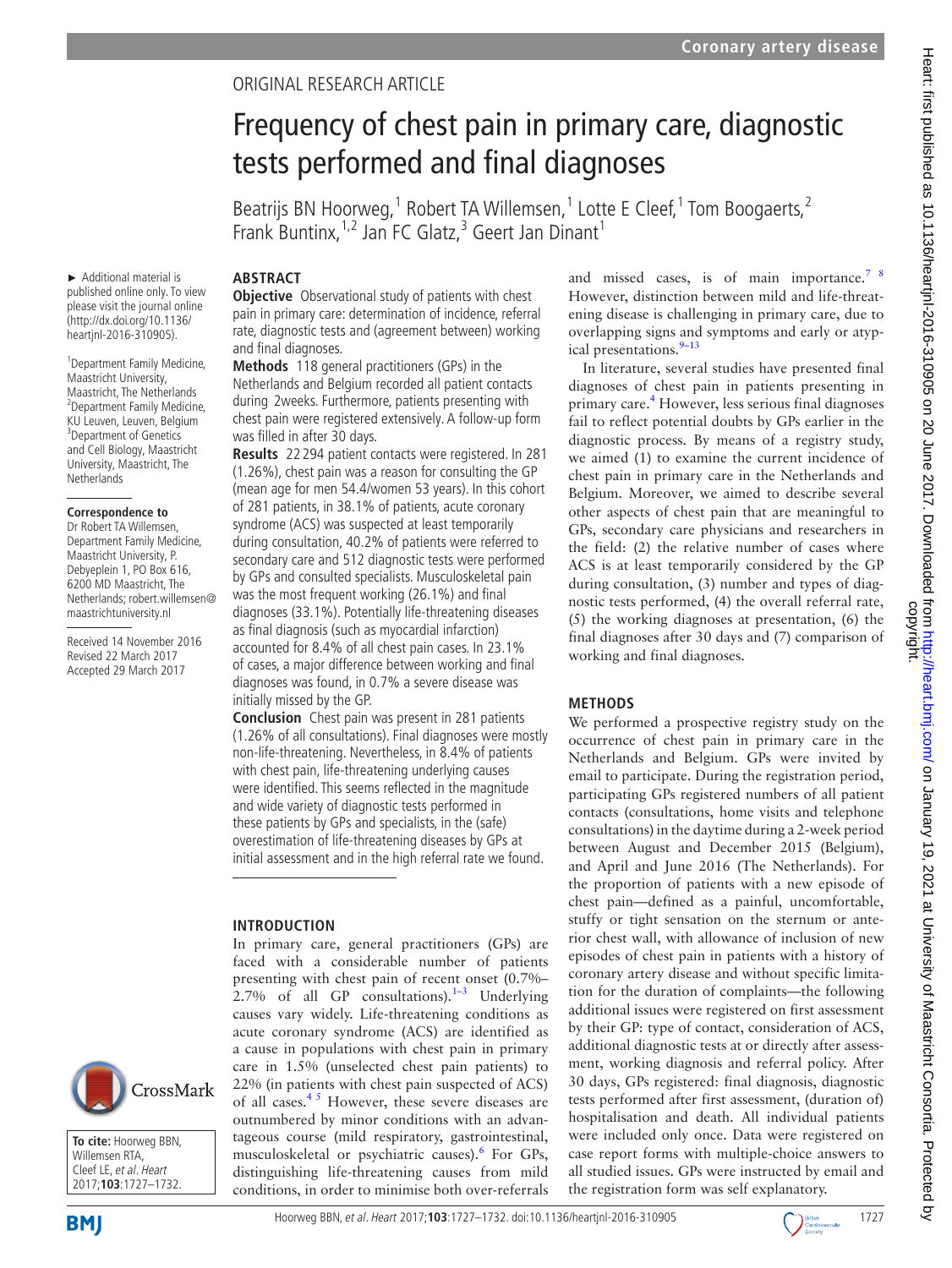Original research article

# Frequency of chest pain in primary care, diagnostic tests performed and final diagnoses

Beatrijs BN Hoorweg,[1] Robert TA Willemsen,[1] Lotte E Cleef,[1] Tom Boogaerts,[2] Frank Buntinx,[1,2] Jan FC Glatz,[3] Geert Jan Dinant[1]

► Additional material is published online only. To view please visit the journal online (http://dx.doi.org/10.1136/heartjnl-2016-310905).

[1]Department Family Medicine, Maastricht University, Maastricht, The Netherlands
[2]Department Family Medicine, KU Leuven, Leuven, Belgium
[3]Department of Genetics and Cell Biology, Maastricht University, Maastricht, The Netherlands

**Correspondence to**
Dr Robert TA Willemsen, Department Family Medicine, Maastricht University, P. Debyeplein 1, PO Box 616, 6200 MD Maastricht, The Netherlands; robert.willemsen@maastrichtuniversity.nl

Received 14 November 2016
Revised 22 March 2017
Accepted 29 March 2017

**To cite:** Hoorweg BBN, Willemsen RTA, Cleef LE, *et al*. *Heart* 2017;**103**:1727–1732.

## Abstract

**Objective** Observational study of patients with chest pain in primary care: determination of incidence, referral rate, diagnostic tests and (agreement between) working and final diagnoses.

**Methods** 118 general practitioners (GPs) in the Netherlands and Belgium recorded all patient contacts during 2weeks. Furthermore, patients presenting with chest pain were registered extensively. A follow-up form was filled in after 30 days.

**Results** 22 294 patient contacts were registered. In 281 (1.26%), chest pain was a reason for consulting the GP (mean age for men 54.4/women 53 years). In this cohort of 281 patients, in 38.1% of patients, acute coronary syndrome (ACS) was suspected at least temporarily during consultation, 40.2% of patients were referred to secondary care and 512 diagnostic tests were performed by GPs and consulted specialists. Musculoskeletal pain was the most frequent working (26.1%) and final diagnoses (33.1%). Potentially life-threatening diseases as final diagnosis (such as myocardial infarction) accounted for 8.4% of all chest pain cases. In 23.1% of cases, a major difference between working and final diagnoses was found, in 0.7% a severe disease was initially missed by the GP.

**Conclusion** Chest pain was present in 281 patients (1.26% of all consultations). Final diagnoses were mostly non-life-threatening. Nevertheless, in 8.4% of patients with chest pain, life-threatening underlying causes were identified. This seems reflected in the magnitude and wide variety of diagnostic tests performed in these patients by GPs and specialists, in the (safe) overestimation of life-threatening diseases by GPs at initial assessment and in the high referral rate we found.

## Introduction

In primary care, general practitioners (GPs) are faced with a considerable number of patients presenting with chest pain of recent onset (0.7%–2.7% of all GP consultations).[1–3] Underlying causes vary widely. Life-threatening conditions as acute coronary syndrome (ACS) are identified as a cause in populations with chest pain in primary care in 1.5% (unselected chest pain patients) to 22% (in patients with chest pain suspected of ACS) of all cases.[4 5] However, these severe diseases are outnumbered by minor conditions with an advantageous course (mild respiratory, gastrointestinal, musculoskeletal or psychiatric causes).[6] For GPs, distinguishing life-threatening causes from mild conditions, in order to minimise both over-referrals and missed cases, is of main importance.[7 8] However, distinction between mild and life-threatening disease is challenging in primary care, due to overlapping signs and symptoms and early or atypical presentations.[9–13]

In literature, several studies have presented final diagnoses of chest pain in patients presenting in primary care.[4] However, less serious final diagnoses fail to reflect potential doubts by GPs earlier in the diagnostic process. By means of a registry study, we aimed (1) to examine the current incidence of chest pain in primary care in the Netherlands and Belgium. Moreover, we aimed to describe several other aspects of chest pain that are meaningful to GPs, secondary care physicians and researchers in the field: (2) the relative number of cases where ACS is at least temporarily considered by the GP during consultation, (3) number and types of diagnostic tests performed, (4) the overall referral rate, (5) the working diagnoses at presentation, (6) the final diagnoses after 30 days and (7) comparison of working and final diagnoses.

## Methods

We performed a prospective registry study on the occurrence of chest pain in primary care in the Netherlands and Belgium. GPs were invited by email to participate. During the registration period, participating GPs registered numbers of all patient contacts (consultations, home visits and telephone consultations) in the daytime during a 2-week period between August and December 2015 (Belgium), and April and June 2016 (The Netherlands). For the proportion of patients with a new episode of chest pain—defined as a painful, uncomfortable, stuffy or tight sensation on the sternum or anterior chest wall, with allowance of inclusion of new episodes of chest pain in patients with a history of coronary artery disease and without specific limitation for the duration of complaints—the following additional issues were registered on first assessment by their GP: type of contact, consideration of ACS, additional diagnostic tests at or directly after assessment, working diagnosis and referral policy. After 30 days, GPs registered: final diagnosis, diagnostic tests performed after first assessment, (duration of) hospitalisation and death. All individual patients were included only once. Data were registered on case report forms with multiple-choice answers to all studied issues. GPs were instructed by email and the registration form was self explanatory.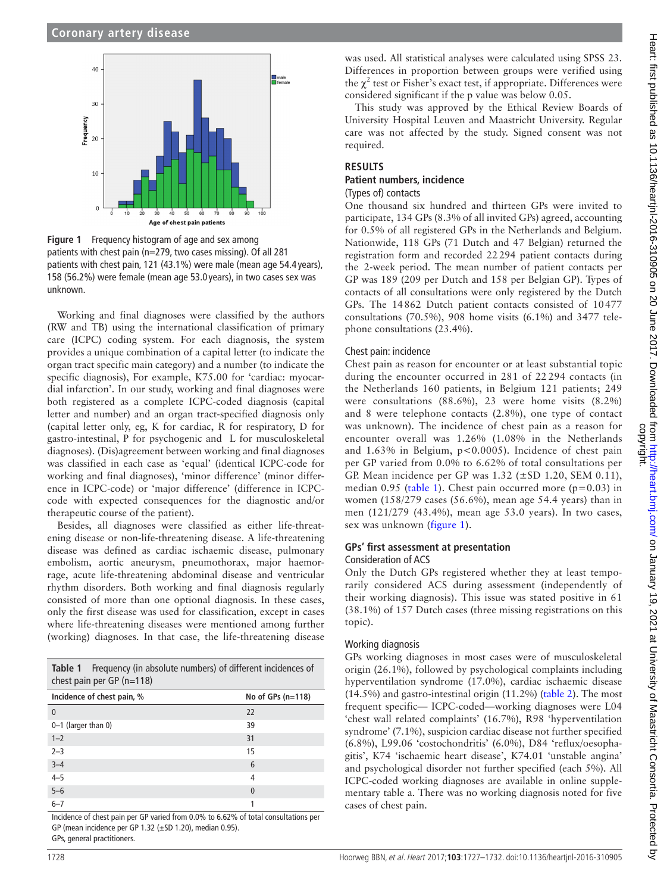Figure 1 Frequency histogram of age and sex among patients with chest pain (n=279, two cases missing). Of all 281 patients with chest pain, 121 (43.1%) were male (mean age 54.4 years), 158 (56.2%) were female (mean age 53.0 years), in two cases sex was unknown.

Working and final diagnoses were classified by the authors (RW and TB) using the international classification of primary care (ICPC) coding system. For each diagnosis, the system provides a unique combination of a capital letter (to indicate the organ tract specific main category) and a number (to indicate the specific diagnosis), For example, K75.00 for 'cardiac: myocardial infarction'. In our study, working and final diagnoses were both registered as a complete ICPC-coded diagnosis (capital letter and number) and an organ tract-specified diagnosis only (capital letter only, eg, K for cardiac, R for respiratory, D for gastro-intestinal, P for psychogenic and L for musculoskeletal diagnoses). (Dis)agreement between working and final diagnoses was classified in each case as 'equal' (identical ICPC-code for working and final diagnoses), 'minor difference' (minor difference in ICPC-code) or 'major difference' (difference in ICPC-code with expected consequences for the diagnostic and/or therapeutic course of the patient).

Besides, all diagnoses were classified as either life-threatening disease or non-life-threatening disease. A life-threatening disease was defined as cardiac ischaemic disease, pulmonary embolism, aortic aneurysm, pneumothorax, major haemorrage, acute life-threatening abdominal disease and ventricular rhythm disorders. Both working and final diagnosis regularly consisted of more than one optional diagnosis. In these cases, only the first disease was used for classification, except in cases where life-threatening diseases were mentioned among further (working) diagnoses. In that case, the life-threatening disease

Table 1 Frequency (in absolute numbers) of different incidences of chest pain per GP (n=118)

| Incidence of chest pain, % | No of GPs (n=118) |
|---|---|
| 0 | 22 |
| 0–1 (larger than 0) | 39 |
| 1–2 | 31 |
| 2–3 | 15 |
| 3–4 | 6 |
| 4–5 | 4 |
| 5–6 | 0 |
| 6–7 | 1 |

Incidence of chest pain per GP varied from 0.0% to 6.62% of total consultations per GP (mean incidence per GP 1.32 (±SD 1.20), median 0.95).
GPs, general practitioners.

was used. All statistical analyses were calculated using SPSS 23. Differences in proportion between groups were verified using the $\chi^2$ test or Fisher's exact test, if appropriate. Differences were considered significant if the p value was below 0.05.

This study was approved by the Ethical Review Boards of University Hospital Leuven and Maastricht University. Regular care was not affected by the study. Signed consent was not required.

## RESULTS

### Patient numbers, incidence

#### (Types of) contacts

One thousand six hundred and thirteen GPs were invited to participate, 134 GPs (8.3% of all invited GPs) agreed, accounting for 0.5% of all registered GPs in the Netherlands and Belgium. Nationwide, 118 GPs (71 Dutch and 47 Belgian) returned the registration form and recorded 22 294 patient contacts during the 2-week period. The mean number of patient contacts per GP was 189 (209 per Dutch and 158 per Belgian GP). Types of contacts of all consultations were only registered by the Dutch GPs. The 14 862 Dutch patient contacts consisted of 10 477 consultations (70.5%), 908 home visits (6.1%) and 3477 telephone consultations (23.4%).

#### Chest pain: incidence

Chest pain as reason for encounter or at least substantial topic during the encounter occurred in 281 of 22 294 contacts (in the Netherlands 160 patients, in Belgium 121 patients; 249 were consultations (88.6%), 23 were home visits (8.2%) and 8 were telephone contacts (2.8%), one type of contact was unknown). The incidence of chest pain as a reason for encounter overall was 1.26% (1.08% in the Netherlands and 1.63% in Belgium, $p<0.0005$). Incidence of chest pain per GP varied from 0.0% to 6.62% of total consultations per GP. Mean incidence per GP was 1.32 (±SD 1.20, SEM 0.11), median 0.95 (table 1). Chest pain occurred more ($p=0.03$) in women (158/279 cases (56.6%), mean age 54.4 years) than in men (121/279 (43.4%), mean age 53.0 years). In two cases, sex was unknown (figure 1).

### GPs' first assessment at presentation

#### Consideration of ACS

Only the Dutch GPs registered whether they at least temporarily considered ACS during assessment (independently of their working diagnosis). This issue was stated positive in 61 (38.1%) of 157 Dutch cases (three missing registrations on this topic).

#### Working diagnosis

GPs working diagnoses in most cases were of musculoskeletal origin (26.1%), followed by psychological complaints including hyperventilation syndrome (17.0%), cardiac ischaemic disease (14.5%) and gastro-intestinal origin (11.2%) (table 2). The most frequent specific— ICPC-coded—working diagnoses were L04 'chest wall related complaints' (16.7%), R98 'hyperventilation syndrome' (7.1%), suspicion cardiac disease not further specified (6.8%), L99.06 'costochondritis' (6.0%), D84 'reflux/oesophagitis', K74 'ischaemic heart disease', K74.01 'unstable angina' and psychological disorder not further specified (each 5%). All ICPC-coded working diagnoses are available in online supplementary table a. There was no working diagnosis noted for five cases of chest pain.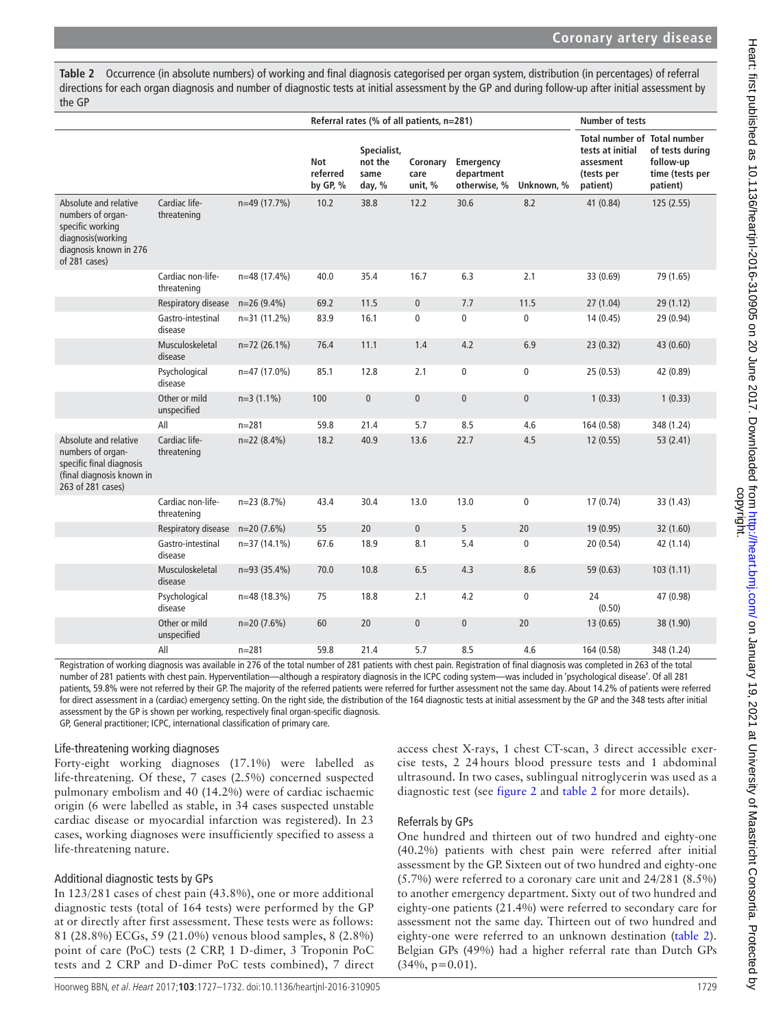**Table 2** Occurrence (in absolute numbers) of working and final diagnosis categorised per organ system, distribution (in percentages) of referral directions for each organ diagnosis and number of diagnostic tests at initial assessment by the GP and during follow-up after initial assessment by the GP

| | | | Referral rates (% of all patients, n=281) | | | | | Number of tests | |
|---|---|---|---|---|---|---|---|---|---|
| | | | Not referred by GP, % | Specialist, not the same day, % | Coronary care unit, % | Emergency department otherwise, % | Unknown, % | Total number of tests at initial assesment (tests per patient) | Total number of tests during follow-up time (tests per patient) |
| Absolute and relative numbers of organ-specific working diagnosis(working diagnosis known in 276 of 281 cases) | Cardiac life-threatening | n=49 (17.7%) | 10.2 | 38.8 | 12.2 | 30.6 | 8.2 | 41 (0.84) | 125 (2.55) |
| | Cardiac non-life-threatening | n=48 (17.4%) | 40.0 | 35.4 | 16.7 | 6.3 | 2.1 | 33 (0.69) | 79 (1.65) |
| | Respiratory disease | n=26 (9.4%) | 69.2 | 11.5 | 0 | 7.7 | 11.5 | 27 (1.04) | 29 (1.12) |
| | Gastro-intestinal disease | n=31 (11.2%) | 83.9 | 16.1 | 0 | 0 | 0 | 14 (0.45) | 29 (0.94) |
| | Musculoskeletal disease | n=72 (26.1%) | 76.4 | 11.1 | 1.4 | 4.2 | 6.9 | 23 (0.32) | 43 (0.60) |
| | Psychological disease | n=47 (17.0%) | 85.1 | 12.8 | 2.1 | 0 | 0 | 25 (0.53) | 42 (0.89) |
| | Other or mild unspecified | n=3 (1.1%) | 100 | 0 | 0 | 0 | 0 | 1 (0.33) | 1 (0.33) |
| | All | n=281 | 59.8 | 21.4 | 5.7 | 8.5 | 4.6 | 164 (0.58) | 348 (1.24) |
| Absolute and relative numbers of organ-specific final diagnosis (final diagnosis known in 263 of 281 cases) | Cardiac life-threatening | n=22 (8.4%) | 18.2 | 40.9 | 13.6 | 22.7 | 4.5 | 12 (0.55) | 53 (2.41) |
| | Cardiac non-life-threatening | n=23 (8.7%) | 43.4 | 30.4 | 13.0 | 13.0 | 0 | 17 (0.74) | 33 (1.43) |
| | Respiratory disease | n=20 (7.6%) | 55 | 20 | 0 | 5 | 20 | 19 (0.95) | 32 (1.60) |
| | Gastro-intestinal disease | n=37 (14.1%) | 67.6 | 18.9 | 8.1 | 5.4 | 0 | 20 (0.54) | 42 (1.14) |
| | Musculoskeletal disease | n=93 (35.4%) | 70.0 | 10.8 | 6.5 | 4.3 | 8.6 | 59 (0.63) | 103 (1.11) |
| | Psychological disease | n=48 (18.3%) | 75 | 18.8 | 2.1 | 4.2 | 0 | 24 (0.50) | 47 (0.98) |
| | Other or mild unspecified | n=20 (7.6%) | 60 | 20 | 0 | 0 | 20 | 13 (0.65) | 38 (1.90) |
| | All | n=281 | 59.8 | 21.4 | 5.7 | 8.5 | 4.6 | 164 (0.58) | 348 (1.24) |

Registration of working diagnosis was available in 276 of the total number of 281 patients with chest pain. Registration of final diagnosis was completed in 263 of the total number of 281 patients with chest pain. Hyperventilation—although a respiratory diagnosis in the ICPC coding system—was included in 'psychological disease'. Of all 281 patients, 59.8% were not referred by their GP. The majority of the referred patients were referred for further assessment not the same day. About 14.2% of patients were referred for direct assessment in a (cardiac) emergency setting. On the right side, the distribution of the 164 diagnostic tests at initial assessment by the GP and the 348 tests after initial assessment by the GP is shown per working, respectively final organ-specific diagnosis.

GP, General practitioner; ICPC, international classification of primary care.

### Life-threatening working diagnoses

Forty-eight working diagnoses (17.1%) were labelled as life-threatening. Of these, 7 cases (2.5%) concerned suspected pulmonary embolism and 40 (14.2%) were of cardiac ischaemic origin (6 were labelled as stable, in 34 cases suspected unstable cardiac disease or myocardial infarction was registered). In 23 cases, working diagnoses were insufficiently specified to assess a life-threatening nature.

### Additional diagnostic tests by GPs

In 123/281 cases of chest pain (43.8%), one or more additional diagnostic tests (total of 164 tests) were performed by the GP at or directly after first assessment. These tests were as follows: 81 (28.8%) ECGs, 59 (21.0%) venous blood samples, 8 (2.8%) point of care (PoC) tests (2 CRP, 1 D-dimer, 3 Troponin PoC tests and 2 CRP and D-dimer PoC tests combined), 7 direct access chest X-rays, 1 chest CT-scan, 3 direct accessible exercise tests, 2 24 hours blood pressure tests and 1 abdominal ultrasound. In two cases, sublingual nitroglycerin was used as a diagnostic test (see figure 2 and table 2 for more details).

### Referrals by GPs

One hundred and thirteen out of two hundred and eighty-one (40.2%) patients with chest pain were referred after initial assessment by the GP. Sixteen out of two hundred and eighty-one (5.7%) were referred to a coronary care unit and 24/281 (8.5%) to another emergency department. Sixty out of two hundred and eighty-one patients (21.4%) were referred to secondary care for assessment not the same day. Thirteen out of two hundred and eighty-one were referred to an unknown destination (table 2). Belgian GPs (49%) had a higher referral rate than Dutch GPs (34%, p=0.01).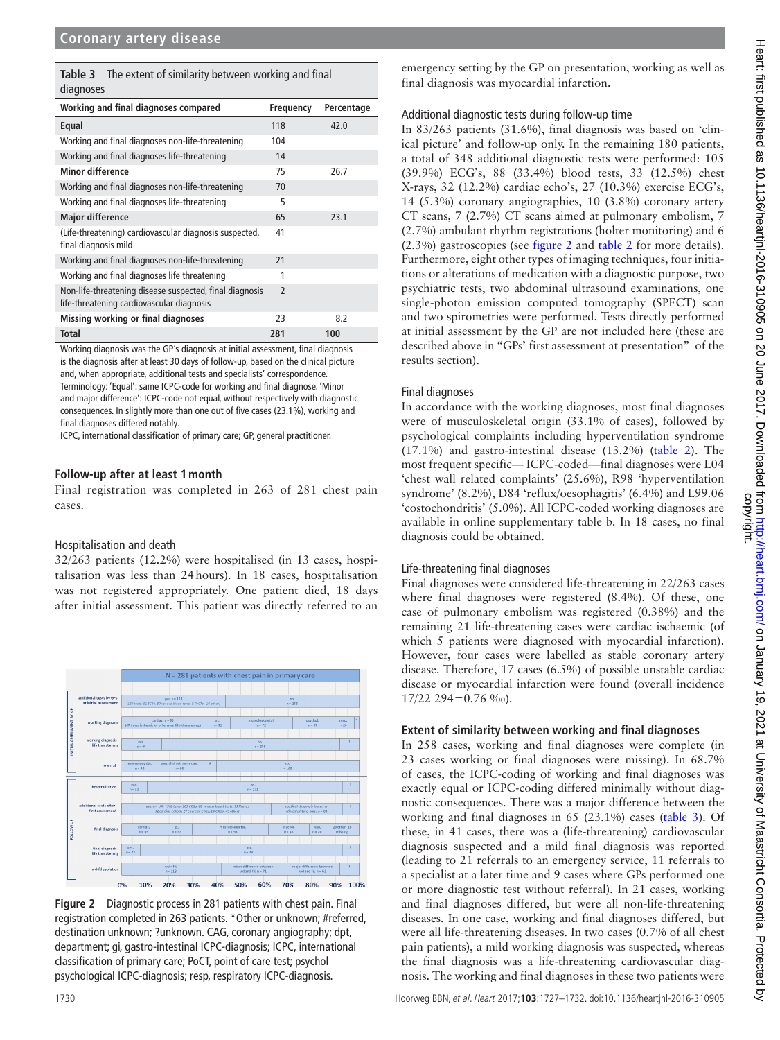**Table 3** The extent of similarity between working and final diagnoses

| Working and final diagnoses compared | Frequency | Percentage |
|---|---|---|
| **Equal** | 118 | 42.0 |
| Working and final diagnoses non-life-threatening | 104 | |
| Working and final diagnoses life-threatening | 14 | |
| **Minor difference** | 75 | 26.7 |
| Working and final diagnoses non-life-threatening | 70 | |
| Working and final diagnoses life-threatening | 5 | |
| **Major difference** | 65 | 23.1 |
| (Life-threatening) cardiovascular diagnosis suspected, final diagnosis mild | 41 | |
| Working and final diagnoses non-life-threatening | 21 | |
| Working and final diagnoses life threatening | 1 | |
| Non-life-threatening disease suspected, final diagnosis life-threatening cardiovascular diagnosis | 2 | |
| **Missing working or final diagnoses** | 23 | 8.2 |
| **Total** | **281** | **100** |

Working diagnosis was the GP's diagnosis at initial assessment, final diagnosis is the diagnosis after at least 30 days of follow-up, based on the clinical picture and, when appropriate, additional tests and specialists' correspondence. Terminology: 'Equal': same ICPC-code for working and final diagnose. 'Minor and major difference': ICPC-code not equal, without respectively with diagnostic consequences. In slightly more than one out of five cases (23.1%), working and final diagnoses differed notably.
ICPC, international classification of primary care; GP, general practitioner.

### Follow-up after at least 1 month

Final registration was completed in 263 of 281 chest pain cases.

#### Hospitalisation and death

32/263 patients (12.2%) were hospitalised (in 13 cases, hospitalisation was less than 24 hours). In 18 cases, hospitalisation was not registered appropriately. One patient died, 18 days after initial assessment. This patient was directly referred to an emergency setting by the GP on presentation, working as well as final diagnosis was myocardial infarction.

**Figure 2** Diagnostic process in 281 patients with chest pain. Final registration completed in 263 patients. *Other or unknown; #referred, destination unknown; ?unknown. CAG, coronary angiography; dpt, department; gi, gastro-intestinal ICPC-diagnosis; ICPC, international classification of primary care; PoCT, point of care test; psychol psychological ICPC-diagnosis; resp, respiratory ICPC-diagnosis.

#### Additional diagnostic tests during follow-up time

In 83/263 patients (31.6%), final diagnosis was based on 'clinical picture' and follow-up only. In the remaining 180 patients, a total of 348 additional diagnostic tests were performed: 105 (39.9%) ECG's, 88 (33.4%) blood tests, 33 (12.5%) chest X-rays, 32 (12.2%) cardiac echo's, 27 (10.3%) exercise ECG's, 14 (5.3%) coronary angiographies, 10 (3.8%) coronary artery CT scans, 7 (2.7%) CT scans aimed at pulmonary embolism, 7 (2.7%) ambulant rhythm registrations (holter monitoring) and 6 (2.3%) gastroscopies (see figure 2 and table 2 for more details). Furthermore, eight other types of imaging techniques, four initiations or alterations of medication with a diagnostic purpose, two psychiatric tests, two abdominal ultrasound examinations, one single-photon emission computed tomography (SPECT) scan and two spirometries were performed. Tests directly performed at initial assessment by the GP are not included here (these are described above in "GPs' first assessment at presentation" of the results section).

#### Final diagnoses

In accordance with the working diagnoses, most final diagnoses were of musculoskeletal origin (33.1% of cases), followed by psychological complaints including hyperventilation syndrome (17.1%) and gastro-intestinal disease (13.2%) (table 2). The most frequent specific— ICPC-coded—final diagnoses were L04 'chest wall related complaints' (25.6%), R98 'hyperventilation syndrome' (8.2%), D84 'reflux/oesophagitis' (6.4%) and L99.06 'costochondritis' (5.0%). All ICPC-coded working diagnoses are available in online supplementary table b. In 18 cases, no final diagnosis could be obtained.

#### Life-threatening final diagnoses

Final diagnoses were considered life-threatening in 22/263 cases where final diagnoses were registered (8.4%). Of these, one case of pulmonary embolism was registered (0.38%) and the remaining 21 life-threatening cases were cardiac ischaemic (of which 5 patients were diagnosed with myocardial infarction). However, four cases were labelled as stable coronary artery disease. Therefore, 17 cases (6.5%) of possible unstable cardiac disease or myocardial infarction were found (overall incidence 17/22 294=0.76 ‰).

### Extent of similarity between working and final diagnoses

In 258 cases, working and final diagnoses were complete (in 23 cases working or final diagnoses were missing). In 68.7% of cases, the ICPC-coding of working and final diagnoses was exactly equal or ICPC-coding differed minimally without diagnostic consequences. There was a major difference between the working and final diagnoses in 65 (23.1%) cases (table 3). Of these, in 41 cases, there was a (life-threatening) cardiovascular diagnosis suspected and a mild final diagnosis was reported (leading to 21 referrals to an emergency service, 11 referrals to a specialist at a later time and 9 cases where GPs performed one or more diagnostic test without referral). In 21 cases, working and final diagnoses differed, but were all non-life-threatening diseases. In one case, working and final diagnoses differed, but were all life-threatening diseases. In two cases (0.7% of all chest pain patients), a mild working diagnosis was suspected, whereas the final diagnosis was a life-threatening cardiovascular diagnosis. The working and final diagnoses in these two patients were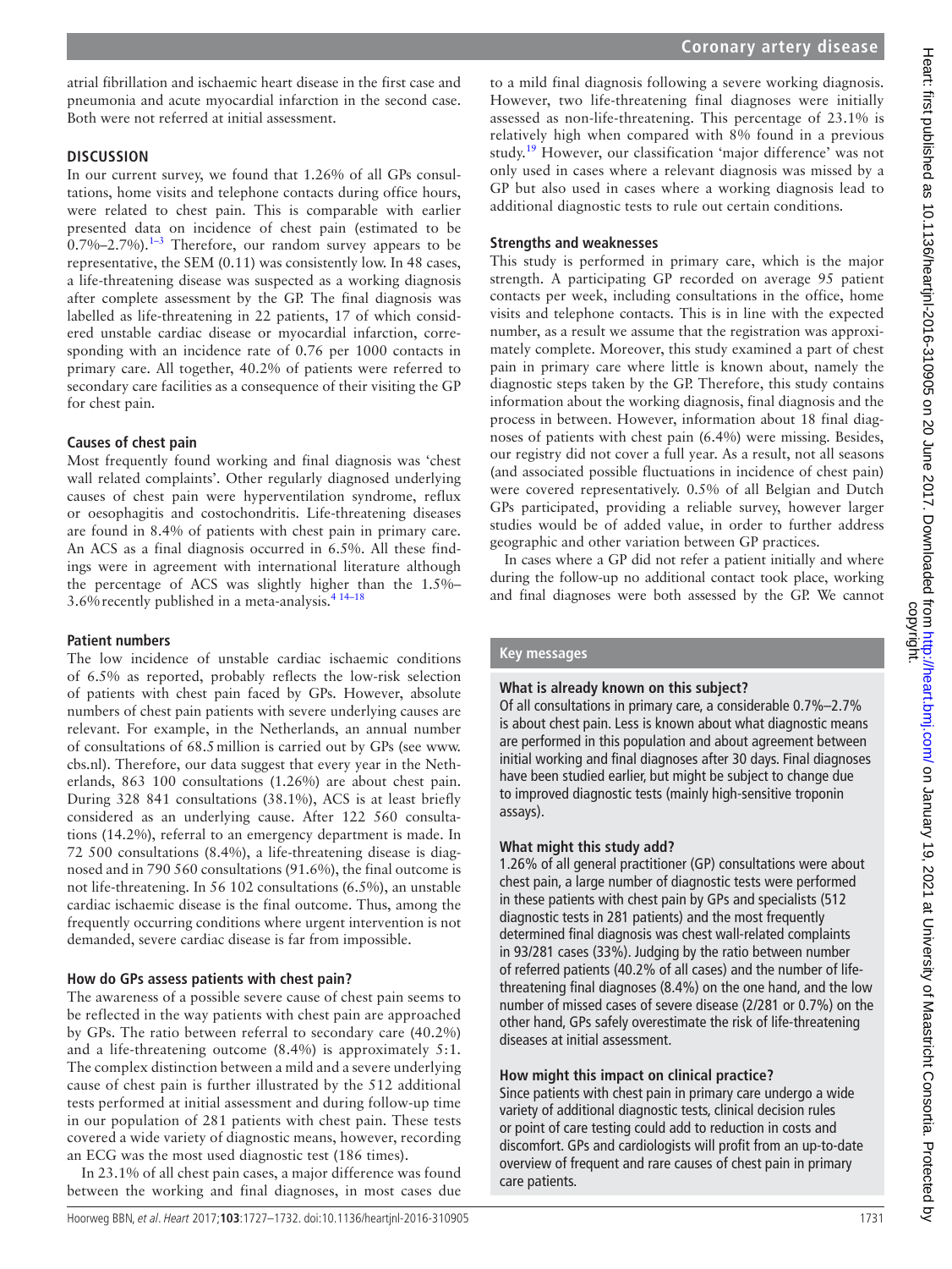atrial fibrillation and ischaemic heart disease in the first case and pneumonia and acute myocardial infarction in the second case. Both were not referred at initial assessment.

## DISCUSSION

In our current survey, we found that 1.26% of all GPs consultations, home visits and telephone contacts during office hours, were related to chest pain. This is comparable with earlier presented data on incidence of chest pain (estimated to be 0.7%–2.7%).[1–3] Therefore, our random survey appears to be representative, the SEM (0.11) was consistently low. In 48 cases, a life-threatening disease was suspected as a working diagnosis after complete assessment by the GP. The final diagnosis was labelled as life-threatening in 22 patients, 17 of which considered unstable cardiac disease or myocardial infarction, corresponding with an incidence rate of 0.76 per 1000 contacts in primary care. All together, 40.2% of patients were referred to secondary care facilities as a consequence of their visiting the GP for chest pain.

### Causes of chest pain

Most frequently found working and final diagnosis was 'chest wall related complaints'. Other regularly diagnosed underlying causes of chest pain were hyperventilation syndrome, reflux or oesophagitis and costochondritis. Life-threatening diseases are found in 8.4% of patients with chest pain in primary care. An ACS as a final diagnosis occurred in 6.5%. All these findings were in agreement with international literature although the percentage of ACS was slightly higher than the 1.5%–3.6% recently published in a meta-analysis.[4 14–18]

### Patient numbers

The low incidence of unstable cardiac ischaemic conditions of 6.5% as reported, probably reflects the low-risk selection of patients with chest pain faced by GPs. However, absolute numbers of chest pain patients with severe underlying causes are relevant. For example, in the Netherlands, an annual number of consultations of 68.5 million is carried out by GPs (see www.cbs.nl). Therefore, our data suggest that every year in the Netherlands, 863 100 consultations (1.26%) are about chest pain. During 328 841 consultations (38.1%), ACS is at least briefly considered as an underlying cause. After 122 560 consultations (14.2%), referral to an emergency department is made. In 72 500 consultations (8.4%), a life-threatening disease is diagnosed and in 790 560 consultations (91.6%), the final outcome is not life-threatening. In 56 102 consultations (6.5%), an unstable cardiac ischaemic disease is the final outcome. Thus, among the frequently occurring conditions where urgent intervention is not demanded, severe cardiac disease is far from impossible.

### How do GPs assess patients with chest pain?

The awareness of a possible severe cause of chest pain seems to be reflected in the way patients with chest pain are approached by GPs. The ratio between referral to secondary care (40.2%) and a life-threatening outcome (8.4%) is approximately 5:1. The complex distinction between a mild and a severe underlying cause of chest pain is further illustrated by the 512 additional tests performed at initial assessment and during follow-up time in our population of 281 patients with chest pain. These tests covered a wide variety of diagnostic means, however, recording an ECG was the most used diagnostic test (186 times).

In 23.1% of all chest pain cases, a major difference was found between the working and final diagnoses, in most cases due to a mild final diagnosis following a severe working diagnosis. However, two life-threatening final diagnoses were initially assessed as non-life-threatening. This percentage of 23.1% is relatively high when compared with 8% found in a previous study.[19] However, our classification 'major difference' was not only used in cases where a relevant diagnosis was missed by a GP but also used in cases where a working diagnosis lead to additional diagnostic tests to rule out certain conditions.

### Strengths and weaknesses

This study is performed in primary care, which is the major strength. A participating GP recorded on average 95 patient contacts per week, including consultations in the office, home visits and telephone contacts. This is in line with the expected number, as a result we assume that the registration was approximately complete. Moreover, this study examined a part of chest pain in primary care where little is known about, namely the diagnostic steps taken by the GP. Therefore, this study contains information about the working diagnosis, final diagnosis and the process in between. However, information about 18 final diagnoses of patients with chest pain (6.4%) were missing. Besides, our registry did not cover a full year. As a result, not all seasons (and associated possible fluctuations in incidence of chest pain) were covered representatively. 0.5% of all Belgian and Dutch GPs participated, providing a reliable survey, however larger studies would be of added value, in order to further address geographic and other variation between GP practices.

In cases where a GP did not refer a patient initially and where during the follow-up no additional contact took place, working and final diagnoses were both assessed by the GP. We cannot

## Key messages

### What is already known on this subject?

Of all consultations in primary care, a considerable 0.7%–2.7% is about chest pain. Less is known about what diagnostic means are performed in this population and about agreement between initial working and final diagnoses after 30 days. Final diagnoses have been studied earlier, but might be subject to change due to improved diagnostic tests (mainly high-sensitive troponin assays).

### What might this study add?

1.26% of all general practitioner (GP) consultations were about chest pain, a large number of diagnostic tests were performed in these patients with chest pain by GPs and specialists (512 diagnostic tests in 281 patients) and the most frequently determined final diagnosis was chest wall-related complaints in 93/281 cases (33%). Judging by the ratio between number of referred patients (40.2% of all cases) and the number of life-threatening final diagnoses (8.4%) on the one hand, and the low number of missed cases of severe disease (2/281 or 0.7%) on the other hand, GPs safely overestimate the risk of life-threatening diseases at initial assessment.

### How might this impact on clinical practice?

Since patients with chest pain in primary care undergo a wide variety of additional diagnostic tests, clinical decision rules or point of care testing could add to reduction in costs and discomfort. GPs and cardiologists will profit from an up-to-date overview of frequent and rare causes of chest pain in primary care patients.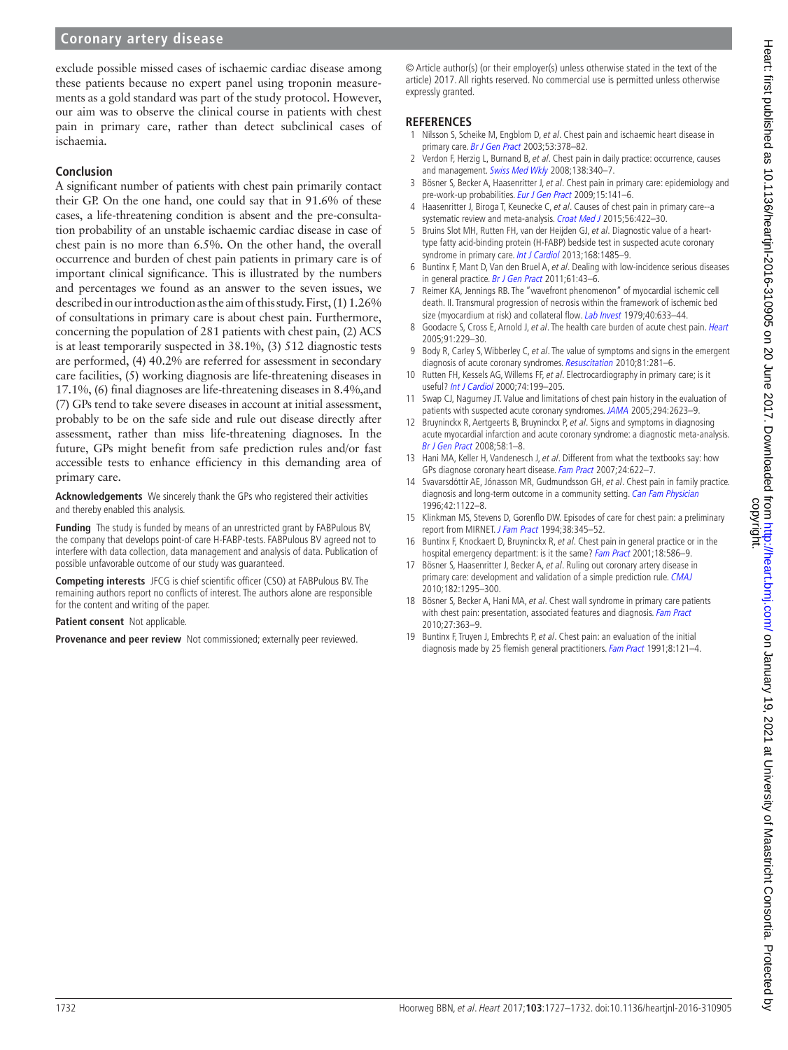exclude possible missed cases of ischaemic cardiac disease among these patients because no expert panel using troponin measurements as a gold standard was part of the study protocol. However, our aim was to observe the clinical course in patients with chest pain in primary care, rather than detect subclinical cases of ischaemia.

## Conclusion

A significant number of patients with chest pain primarily contact their GP. On the one hand, one could say that in 91.6% of these cases, a life-threatening condition is absent and the pre-consultation probability of an unstable ischaemic cardiac disease in case of chest pain is no more than 6.5%. On the other hand, the overall occurrence and burden of chest pain patients in primary care is of important clinical significance. This is illustrated by the numbers and percentages we found as an answer to the seven issues, we described in our introduction as the aim of this study. First, (1) 1.26% of consultations in primary care is about chest pain. Furthermore, concerning the population of 281 patients with chest pain, (2) ACS is at least temporarily suspected in 38.1%, (3) 512 diagnostic tests are performed, (4) 40.2% are referred for assessment in secondary care facilities, (5) working diagnosis are life-threatening diseases in 17.1%, (6) final diagnoses are life-threatening diseases in 8.4%,and (7) GPs tend to take severe diseases in account at initial assessment, probably to be on the safe side and rule out disease directly after assessment, rather than miss life-threatening diagnoses. In the future, GPs might benefit from safe prediction rules and/or fast accessible tests to enhance efficiency in this demanding area of primary care.

**Acknowledgements** We sincerely thank the GPs who registered their activities and thereby enabled this analysis.

**Funding** The study is funded by means of an unrestricted grant by FABPulous BV, the company that develops point-of care H-FABP-tests. FABPulous BV agreed not to interfere with data collection, data management and analysis of data. Publication of possible unfavorable outcome of our study was guaranteed.

**Competing interests** JFCG is chief scientific officer (CSO) at FABPulous BV. The remaining authors report no conflicts of interest. The authors alone are responsible for the content and writing of the paper.

**Patient consent** Not applicable.

**Provenance and peer review** Not commissioned; externally peer reviewed.

© Article author(s) (or their employer(s) unless otherwise stated in the text of the article) 2017. All rights reserved. No commercial use is permitted unless otherwise expressly granted.

## REFERENCES

1. Nilsson S, Scheike M, Engblom D, *et al*. Chest pain and ischaemic heart disease in primary care. *Br J Gen Pract* 2003;53:378–82.
2. Verdon F, Herzig L, Burnand B, *et al*. Chest pain in daily practice: occurrence, causes and management. *Swiss Med Wkly* 2008;138:340–7.
3. Bösner S, Becker A, Haasenritter J, *et al*. Chest pain in primary care: epidemiology and pre-work-up probabilities. *Eur J Gen Pract* 2009;15:141–6.
4. Haasenritter J, Biroga T, Keunecke C, *et al*. Causes of chest pain in primary care--a systematic review and meta-analysis. *Croat Med J* 2015;56:422–30.
5. Bruins Slot MH, Rutten FH, van der Heijden GJ, *et al*. Diagnostic value of a heart-type fatty acid-binding protein (H-FABP) bedside test in suspected acute coronary syndrome in primary care. *Int J Cardiol* 2013;168:1485–9.
6. Buntinx F, Mant D, Van den Bruel A, *et al*. Dealing with low-incidence serious diseases in general practice. *Br J Gen Pract* 2011;61:43–6.
7. Reimer KA, Jennings RB. The "wavefront phenomenon" of myocardial ischemic cell death. II. Transmural progression of necrosis within the framework of ischemic bed size (myocardium at risk) and collateral flow. *Lab Invest* 1979;40:633–44.
8. Goodacre S, Cross E, Arnold J, *et al*. The health care burden of acute chest pain. *Heart* 2005;91:229–30.
9. Body R, Carley S, Wibberley C, *et al*. The value of symptoms and signs in the emergent diagnosis of acute coronary syndromes. *Resuscitation* 2010;81:281–6.
10. Rutten FH, Kessels AG, Willems FF, *et al*. Electrocardiography in primary care; is it useful? *Int J Cardiol* 2000;74:199–205.
11. Swap CJ, Nagurney JT. Value and limitations of chest pain history in the evaluation of patients with suspected acute coronary syndromes. *JAMA* 2005;294:2623–9.
12. Bruyninckx R, Aertgeerts B, Bruyninckx P, *et al*. Signs and symptoms in diagnosing acute myocardial infarction and acute coronary syndrome: a diagnostic meta-analysis. *Br J Gen Pract* 2008;58:1–8.
13. Hani MA, Keller H, Vandenesch J, *et al*. Different from what the textbooks say: how GPs diagnose coronary heart disease. *Fam Pract* 2007;24:622–7.
14. Svavarsdóttir AE, Jónasson MR, Gudmundsson GH, *et al*. Chest pain in family practice. diagnosis and long-term outcome in a community setting. *Can Fam Physician* 1996;42:1122–8.
15. Klinkman MS, Stevens D, Gorenflo DW. Episodes of care for chest pain: a preliminary report from MIRNET. *J Fam Pract* 1994;38:345–52.
16. Buntinx F, Knockaert D, Bruyninckx R, *et al*. Chest pain in general practice or in the hospital emergency department: is it the same? *Fam Pract* 2001;18:586–9.
17. Bösner S, Haasenritter J, Becker A, *et al*. Ruling out coronary artery disease in primary care: development and validation of a simple prediction rule. *CMAJ* 2010;182:1295–300.
18. Bösner S, Becker A, Hani MA, *et al*. Chest wall syndrome in primary care patients with chest pain: presentation, associated features and diagnosis. *Fam Pract* 2010;27:363–9.
19. Buntinx F, Truyen J, Embrechts P, *et al*. Chest pain: an evaluation of the initial diagnosis made by 25 flemish general practitioners. *Fam Pract* 1991;8:121–4.